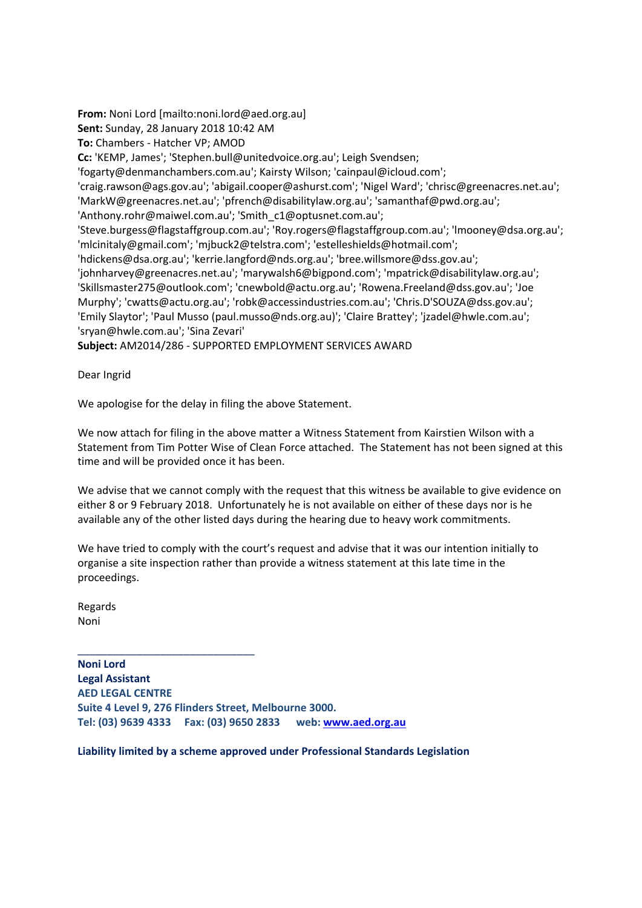**From:** Noni Lord [mailto:noni.lord@aed.org.au]
**Sent:** Sunday, 28 January 2018 10:42 AM
**To:** Chambers - Hatcher VP; AMOD
**Cc:** 'KEMP, James'; 'Stephen.bull@unitedvoice.org.au'; Leigh Svendsen; 'fogarty@denmanchambers.com.au'; Kairsty Wilson; 'cainpaul@icloud.com'; 'craig.rawson@ags.gov.au'; 'abigail.cooper@ashurst.com'; 'Nigel Ward'; 'chrisc@greenacres.net.au'; 'MarkW@greenacres.net.au'; 'pfrench@disabilitylaw.org.au'; 'samanthaf@pwd.org.au'; 'Anthony.rohr@maiwel.com.au'; 'Smith_c1@optusnet.com.au'; 'Steve.burgess@flagstaffgroup.com.au'; 'Roy.rogers@flagstaffgroup.com.au'; 'lmooney@dsa.org.au'; 'mlcinitaly@gmail.com'; 'mjbuck2@telstra.com'; 'estelleshields@hotmail.com'; 'hdickens@dsa.org.au'; 'kerrie.langford@nds.org.au'; 'bree.willsmore@dss.gov.au'; 'johnharvey@greenacres.net.au'; 'marywalsh6@bigpond.com'; 'mpatrick@disabilitylaw.org.au'; 'Skillsmaster275@outlook.com'; 'cnewbold@actu.org.au'; 'Rowena.Freeland@dss.gov.au'; 'Joe Murphy'; 'cwatts@actu.org.au'; 'robk@accessindustries.com.au'; 'Chris.D'SOUZA@dss.gov.au'; 'Emily Slaytor'; 'Paul Musso (paul.musso@nds.org.au)'; 'Claire Brattey'; 'jzadel@hwle.com.au'; 'sryan@hwle.com.au'; 'Sina Zevari'
**Subject:** AM2014/286 - SUPPORTED EMPLOYMENT SERVICES AWARD

Dear Ingrid

We apologise for the delay in filing the above Statement.

We now attach for filing in the above matter a Witness Statement from Kairstien Wilson with a Statement from Tim Potter Wise of Clean Force attached. The Statement has not been signed at this time and will be provided once it has been.

We advise that we cannot comply with the request that this witness be available to give evidence on either 8 or 9 February 2018. Unfortunately he is not available on either of these days nor is he available any of the other listed days during the hearing due to heavy work commitments.

We have tried to comply with the court's request and advise that it was our intention initially to organise a site inspection rather than provide a witness statement at this late time in the proceedings.

Regards
Noni

---

**Noni Lord**
**Legal Assistant**
**AED LEGAL CENTRE**
**Suite 4 Level 9, 276 Flinders Street, Melbourne 3000.**
**Tel: (03) 9639 4333   Fax: (03) 9650 2833   web: www.aed.org.au**

**Liability limited by a scheme approved under Professional Standards Legislation**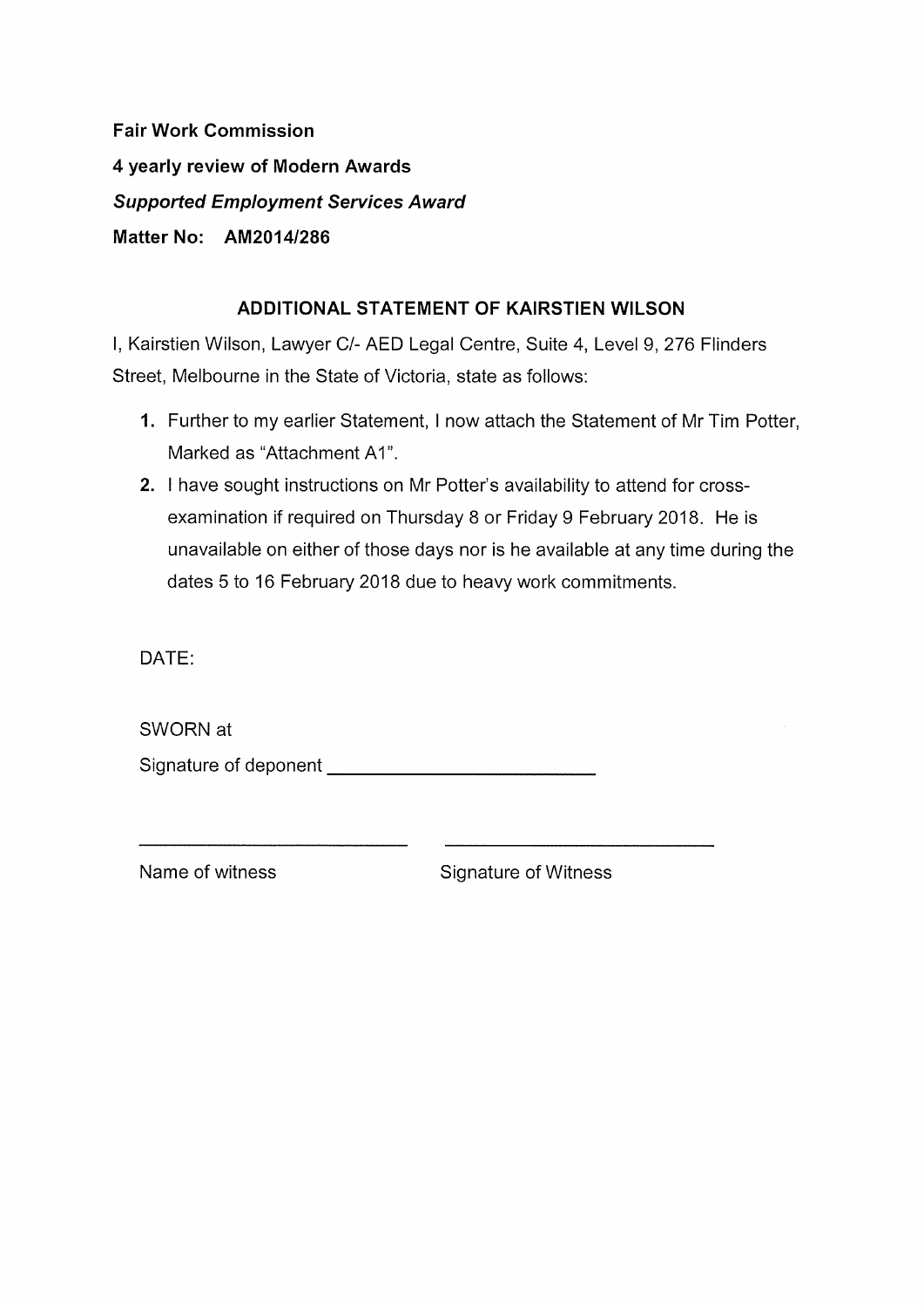**Fair Work Commission**

**4 yearly review of Modern Awards**

***Supported Employment Services Award***

**Matter No: AM2014/286**

## ADDITIONAL STATEMENT OF KAIRSTIEN WILSON

I, Kairstien Wilson, Lawyer C/- AED Legal Centre, Suite 4, Level 9, 276 Flinders Street, Melbourne in the State of Victoria, state as follows:

1. Further to my earlier Statement, I now attach the Statement of Mr Tim Potter, Marked as "Attachment A1".
2. I have sought instructions on Mr Potter's availability to attend for cross-examination if required on Thursday 8 or Friday 9 February 2018. He is unavailable on either of those days nor is he available at any time during the dates 5 to 16 February 2018 due to heavy work commitments.

DATE:

SWORN at

Signature of deponent ______________________

______________________ ______________________

Name of witness Signature of Witness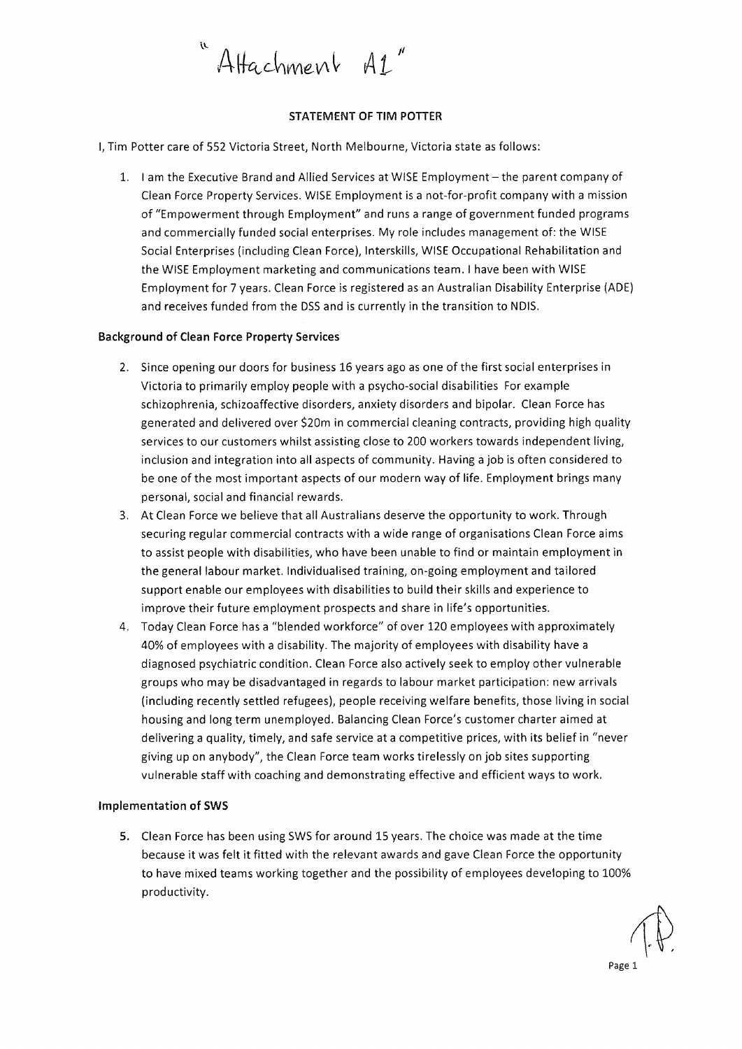"Attachment A1"

**STATEMENT OF TIM POTTER**

I, Tim Potter care of 552 Victoria Street, North Melbourne, Victoria state as follows:

1. I am the Executive Brand and Allied Services at WISE Employment – the parent company of Clean Force Property Services. WISE Employment is a not-for-profit company with a mission of "Empowerment through Employment" and runs a range of government funded programs and commercially funded social enterprises. My role includes management of: the WISE Social Enterprises (including Clean Force), Interskills, WISE Occupational Rehabilitation and the WISE Employment marketing and communications team. I have been with WISE Employment for 7 years. Clean Force is registered as an Australian Disability Enterprise (ADE) and receives funded from the DSS and is currently in the transition to NDIS.

**Background of Clean Force Property Services**

2. Since opening our doors for business 16 years ago as one of the first social enterprises in Victoria to primarily employ people with a psycho-social disabilities For example schizophrenia, schizoaffective disorders, anxiety disorders and bipolar. Clean Force has generated and delivered over $20m in commercial cleaning contracts, providing high quality services to our customers whilst assisting close to 200 workers towards independent living, inclusion and integration into all aspects of community. Having a job is often considered to be one of the most important aspects of our modern way of life. Employment brings many personal, social and financial rewards.
3. At Clean Force we believe that all Australians deserve the opportunity to work. Through securing regular commercial contracts with a wide range of organisations Clean Force aims to assist people with disabilities, who have been unable to find or maintain employment in the general labour market. Individualised training, on-going employment and tailored support enable our employees with disabilities to build their skills and experience to improve their future employment prospects and share in life's opportunities.
4. Today Clean Force has a "blended workforce" of over 120 employees with approximately 40% of employees with a disability. The majority of employees with disability have a diagnosed psychiatric condition. Clean Force also actively seek to employ other vulnerable groups who may be disadvantaged in regards to labour market participation: new arrivals (including recently settled refugees), people receiving welfare benefits, those living in social housing and long term unemployed. Balancing Clean Force's customer charter aimed at delivering a quality, timely, and safe service at a competitive prices, with its belief in "never giving up on anybody", the Clean Force team works tirelessly on job sites supporting vulnerable staff with coaching and demonstrating effective and efficient ways to work.

**Implementation of SWS**

5. Clean Force has been using SWS for around 15 years. The choice was made at the time because it was felt it fitted with the relevant awards and gave Clean Force the opportunity to have mixed teams working together and the possibility of employees developing to 100% productivity.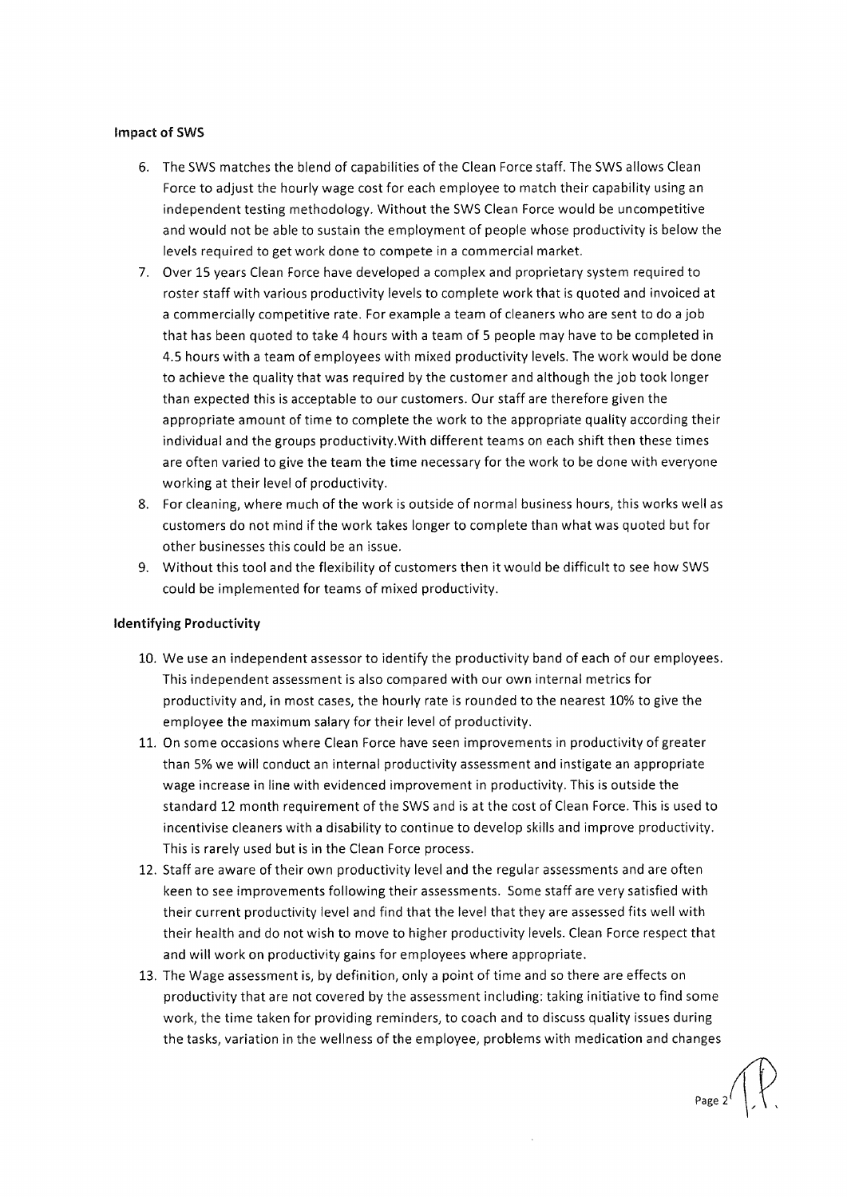### Impact of SWS

6. The SWS matches the blend of capabilities of the Clean Force staff. The SWS allows Clean Force to adjust the hourly wage cost for each employee to match their capability using an independent testing methodology. Without the SWS Clean Force would be uncompetitive and would not be able to sustain the employment of people whose productivity is below the levels required to get work done to compete in a commercial market.
7. Over 15 years Clean Force have developed a complex and proprietary system required to roster staff with various productivity levels to complete work that is quoted and invoiced at a commercially competitive rate. For example a team of cleaners who are sent to do a job that has been quoted to take 4 hours with a team of 5 people may have to be completed in 4.5 hours with a team of employees with mixed productivity levels. The work would be done to achieve the quality that was required by the customer and although the job took longer than expected this is acceptable to our customers. Our staff are therefore given the appropriate amount of time to complete the work to the appropriate quality according their individual and the groups productivity.With different teams on each shift then these times are often varied to give the team the time necessary for the work to be done with everyone working at their level of productivity.
8. For cleaning, where much of the work is outside of normal business hours, this works well as customers do not mind if the work takes longer to complete than what was quoted but for other businesses this could be an issue.
9. Without this tool and the flexibility of customers then it would be difficult to see how SWS could be implemented for teams of mixed productivity.

### Identifying Productivity

10. We use an independent assessor to identify the productivity band of each of our employees. This independent assessment is also compared with our own internal metrics for productivity and, in most cases, the hourly rate is rounded to the nearest 10% to give the employee the maximum salary for their level of productivity.
11. On some occasions where Clean Force have seen improvements in productivity of greater than 5% we will conduct an internal productivity assessment and instigate an appropriate wage increase in line with evidenced improvement in productivity. This is outside the standard 12 month requirement of the SWS and is at the cost of Clean Force. This is used to incentivise cleaners with a disability to continue to develop skills and improve productivity. This is rarely used but is in the Clean Force process.
12. Staff are aware of their own productivity level and the regular assessments and are often keen to see improvements following their assessments. Some staff are very satisfied with their current productivity level and find that the level that they are assessed fits well with their health and do not wish to move to higher productivity levels. Clean Force respect that and will work on productivity gains for employees where appropriate.
13. The Wage assessment is, by definition, only a point of time and so there are effects on productivity that are not covered by the assessment including: taking initiative to find some work, the time taken for providing reminders, to coach and to discuss quality issues during the tasks, variation in the wellness of the employee, problems with medication and changes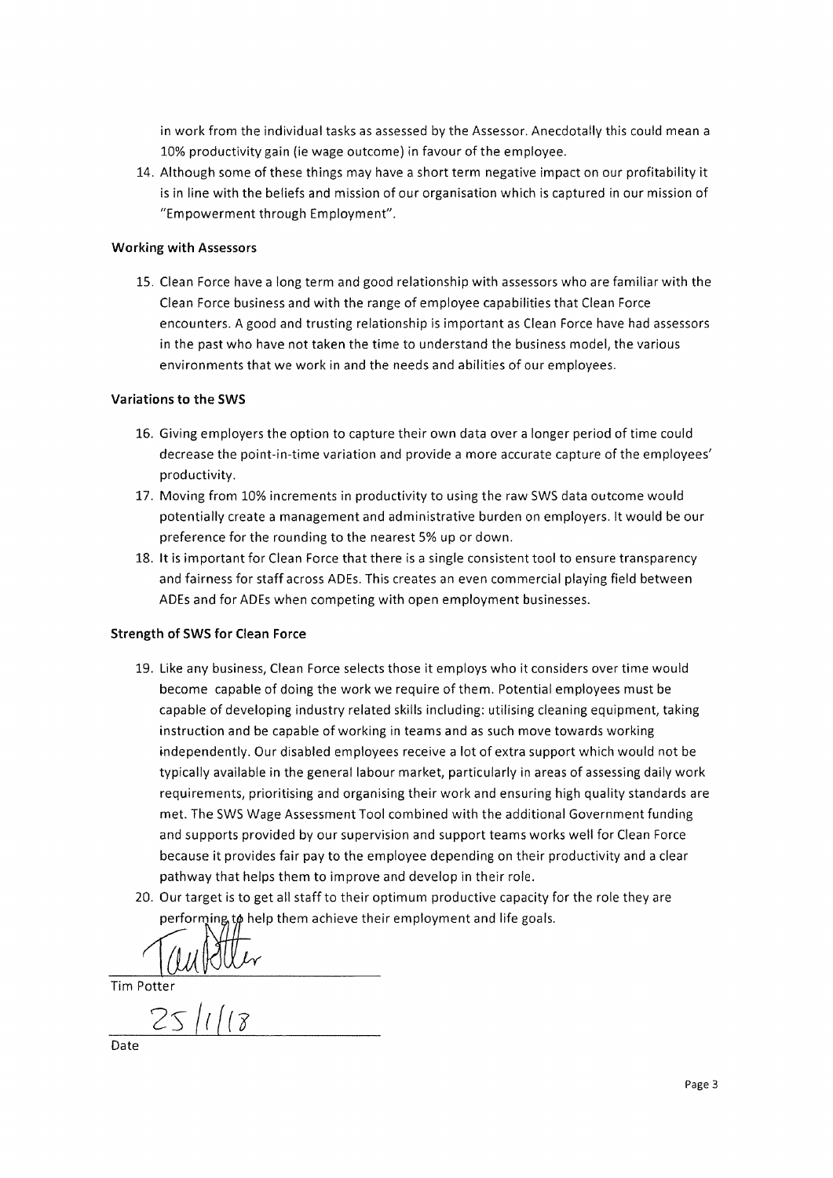in work from the individual tasks as assessed by the Assessor. Anecdotally this could mean a 10% productivity gain (ie wage outcome) in favour of the employee.

14. Although some of these things may have a short term negative impact on our profitability it is in line with the beliefs and mission of our organisation which is captured in our mission of "Empowerment through Employment".

**Working with Assessors**

15. Clean Force have a long term and good relationship with assessors who are familiar with the Clean Force business and with the range of employee capabilities that Clean Force encounters. A good and trusting relationship is important as Clean Force have had assessors in the past who have not taken the time to understand the business model, the various environments that we work in and the needs and abilities of our employees.

**Variations to the SWS**

16. Giving employers the option to capture their own data over a longer period of time could decrease the point-in-time variation and provide a more accurate capture of the employees' productivity.
17. Moving from 10% increments in productivity to using the raw SWS data outcome would potentially create a management and administrative burden on employers. It would be our preference for the rounding to the nearest 5% up or down.
18. It is important for Clean Force that there is a single consistent tool to ensure transparency and fairness for staff across ADEs. This creates an even commercial playing field between ADEs and for ADEs when competing with open employment businesses.

**Strength of SWS for Clean Force**

19. Like any business, Clean Force selects those it employs who it considers over time would become capable of doing the work we require of them. Potential employees must be capable of developing industry related skills including: utilising cleaning equipment, taking instruction and be capable of working in teams and as such move towards working independently. Our disabled employees receive a lot of extra support which would not be typically available in the general labour market, particularly in areas of assessing daily work requirements, prioritising and organising their work and ensuring high quality standards are met. The SWS Wage Assessment Tool combined with the additional Government funding and supports provided by our supervision and support teams works well for Clean Force because it provides fair pay to the employee depending on their productivity and a clear pathway that helps them to improve and develop in their role.
20. Our target is to get all staff to their optimum productive capacity for the role they are performing to help them achieve their employment and life goals.

Tim Potter

25/1/18

Date